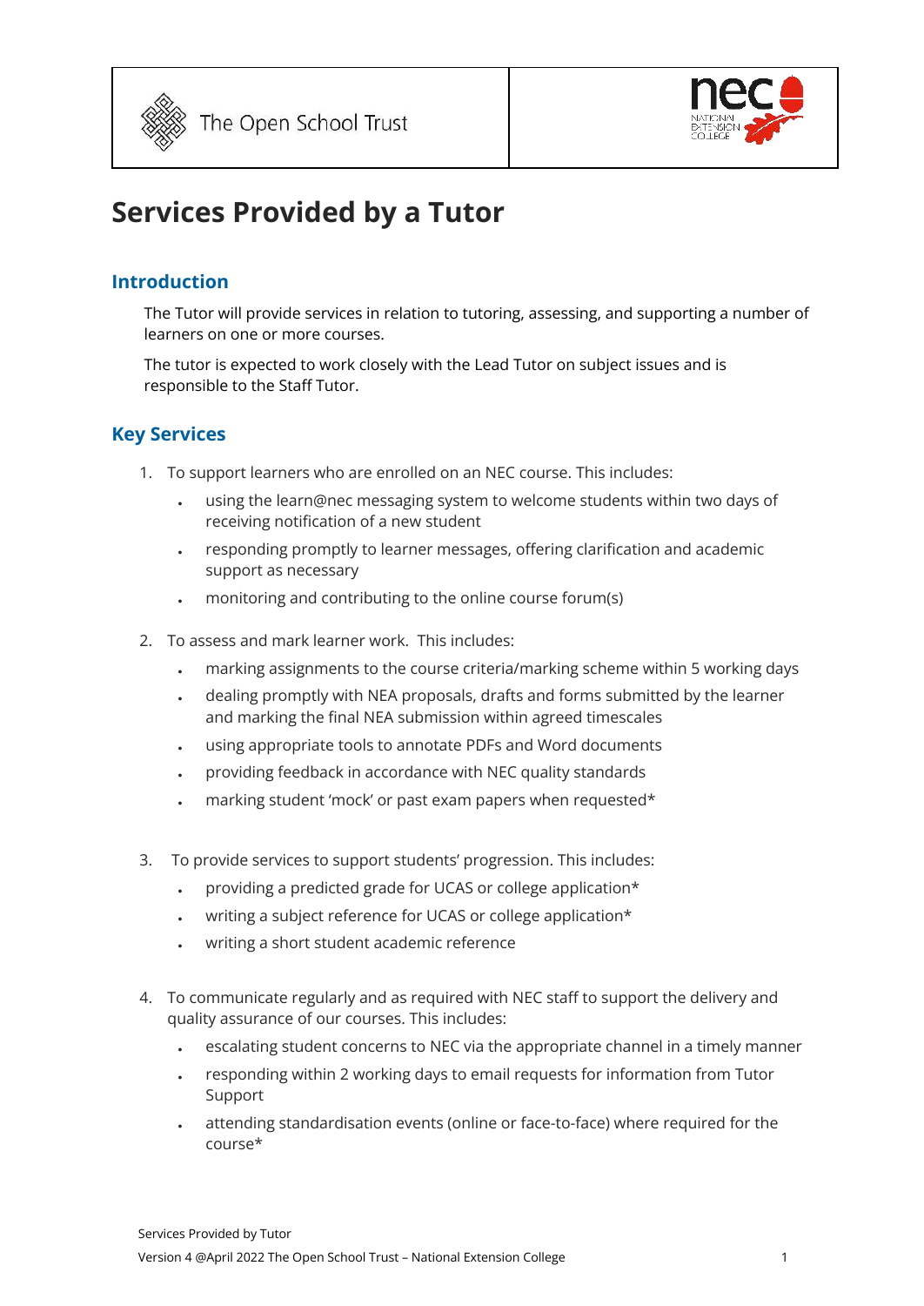The Open School Trust

# Services Provided by a Tutor

## Introduction

The Tutor will provide services in relation to tutoring, assessing, and supporting a number of learners on one or more courses.

The tutor is expected to work closely with the Lead Tutor on subject issues and is responsible to the Staff Tutor.

## Key Services

1. To support learners who are enrolled on an NEC course. This includes:
   - using the learn@nec messaging system to welcome students within two days of receiving notification of a new student
   - responding promptly to learner messages, offering clarification and academic support as necessary
   - monitoring and contributing to the online course forum(s)
2. To assess and mark learner work. This includes:
   - marking assignments to the course criteria/marking scheme within 5 working days
   - dealing promptly with NEA proposals, drafts and forms submitted by the learner and marking the final NEA submission within agreed timescales
   - using appropriate tools to annotate PDFs and Word documents
   - providing feedback in accordance with NEC quality standards
   - marking student 'mock' or past exam papers when requested*
3. To provide services to support students' progression. This includes:
   - providing a predicted grade for UCAS or college application*
   - writing a subject reference for UCAS or college application*
   - writing a short student academic reference
4. To communicate regularly and as required with NEC staff to support the delivery and quality assurance of our courses. This includes:
   - escalating student concerns to NEC via the appropriate channel in a timely manner
   - responding within 2 working days to email requests for information from Tutor Support
   - attending standardisation events (online or face-to-face) where required for the course*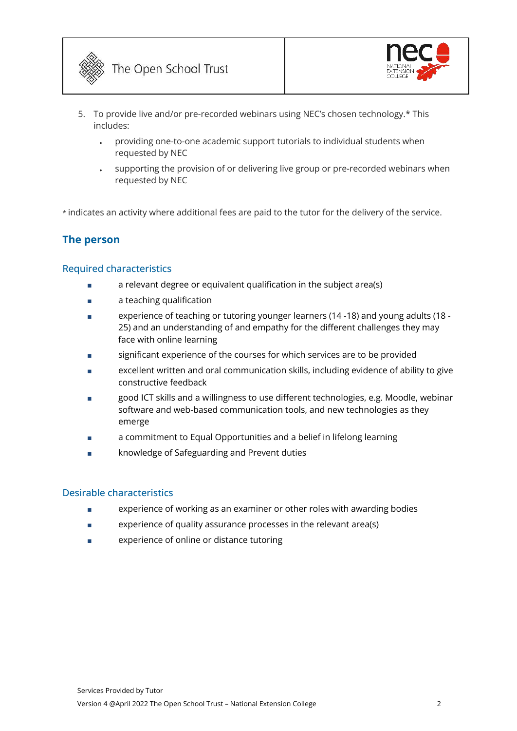5. To provide live and/or pre-recorded webinars using NEC's chosen technology.* This includes:
    - providing one-to-one academic support tutorials to individual students when requested by NEC
    - supporting the provision of or delivering live group or pre-recorded webinars when requested by NEC

* indicates an activity where additional fees are paid to the tutor for the delivery of the service.

## The person

### Required characteristics

- a relevant degree or equivalent qualification in the subject area(s)
- a teaching qualification
- experience of teaching or tutoring younger learners (14 -18) and young adults (18 - 25) and an understanding of and empathy for the different challenges they may face with online learning
- significant experience of the courses for which services are to be provided
- excellent written and oral communication skills, including evidence of ability to give constructive feedback
- good ICT skills and a willingness to use different technologies, e.g. Moodle, webinar software and web-based communication tools, and new technologies as they emerge
- a commitment to Equal Opportunities and a belief in lifelong learning
- knowledge of Safeguarding and Prevent duties

### Desirable characteristics

- experience of working as an examiner or other roles with awarding bodies
- experience of quality assurance processes in the relevant area(s)
- experience of online or distance tutoring